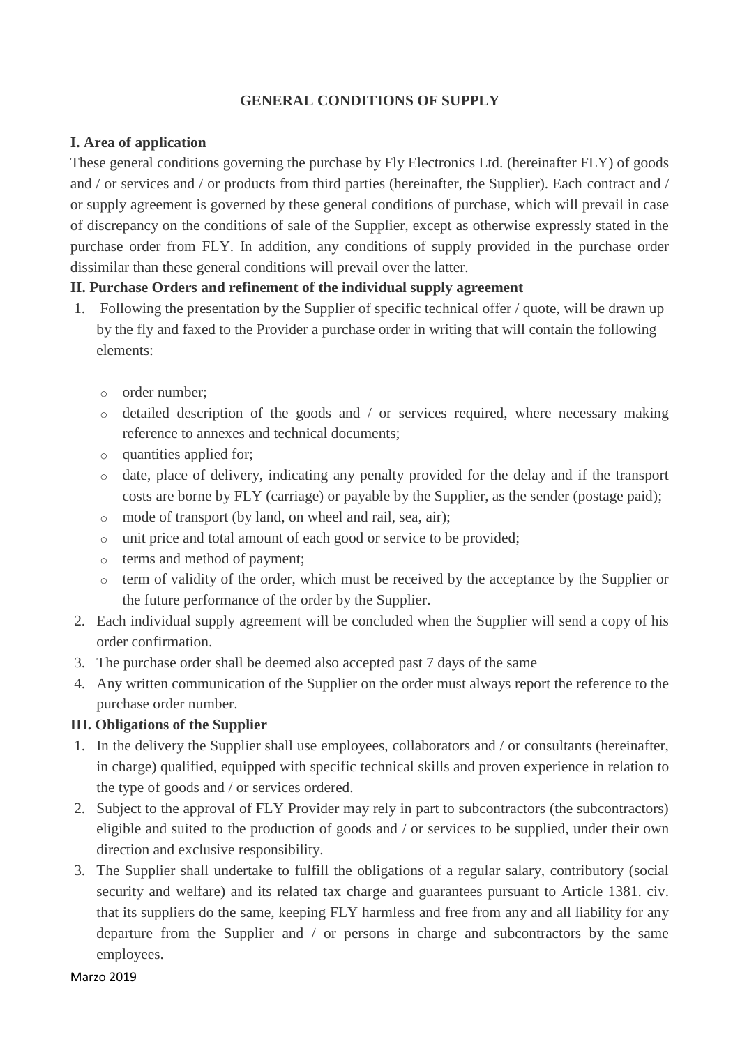# GENERAL CONDITIONS OF SUPPLY

## I. Area of application

These general conditions governing the purchase by Fly Electronics Ltd. (hereinafter FLY) of goods and / or services and / or products from third parties (hereinafter, the Supplier). Each contract and / or supply agreement is governed by these general conditions of purchase, which will prevail in case of discrepancy on the conditions of sale of the Supplier, except as otherwise expressly stated in the purchase order from FLY. In addition, any conditions of supply provided in the purchase order dissimilar than these general conditions will prevail over the latter.

## II. Purchase Orders and refinement of the individual supply agreement

1. Following the presentation by the Supplier of specific technical offer / quote, will be drawn up by the fly and faxed to the Provider a purchase order in writing that will contain the following elements:
   - order number;
   - detailed description of the goods and / or services required, where necessary making reference to annexes and technical documents;
   - quantities applied for;
   - date, place of delivery, indicating any penalty provided for the delay and if the transport costs are borne by FLY (carriage) or payable by the Supplier, as the sender (postage paid);
   - mode of transport (by land, on wheel and rail, sea, air);
   - unit price and total amount of each good or service to be provided;
   - terms and method of payment;
   - term of validity of the order, which must be received by the acceptance by the Supplier or the future performance of the order by the Supplier.
2. Each individual supply agreement will be concluded when the Supplier will send a copy of his order confirmation.
3. The purchase order shall be deemed also accepted past 7 days of the same
4. Any written communication of the Supplier on the order must always report the reference to the purchase order number.

## III. Obligations of the Supplier

1. In the delivery the Supplier shall use employees, collaborators and / or consultants (hereinafter, in charge) qualified, equipped with specific technical skills and proven experience in relation to the type of goods and / or services ordered.
2. Subject to the approval of FLY Provider may rely in part to subcontractors (the subcontractors) eligible and suited to the production of goods and / or services to be supplied, under their own direction and exclusive responsibility.
3. The Supplier shall undertake to fulfill the obligations of a regular salary, contributory (social security and welfare) and its related tax charge and guarantees pursuant to Article 1381. civ. that its suppliers do the same, keeping FLY harmless and free from any and all liability for any departure from the Supplier and / or persons in charge and subcontractors by the same employees.

Marzo 2019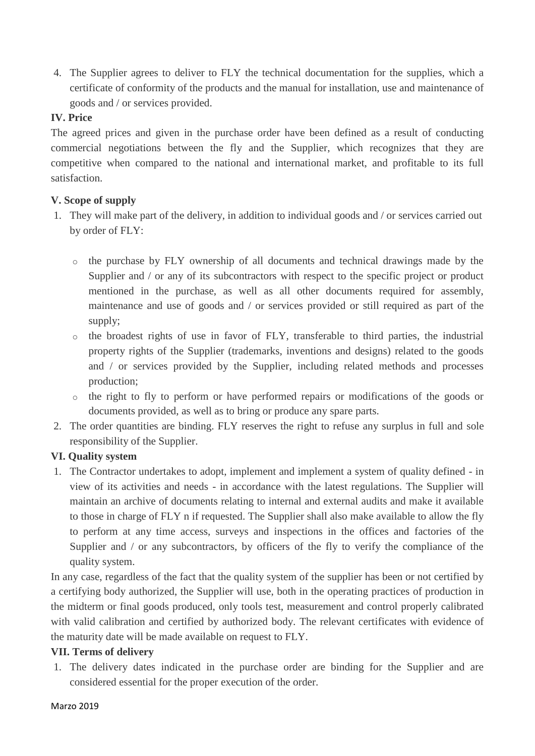4. The Supplier agrees to deliver to FLY the technical documentation for the supplies, which a certificate of conformity of the products and the manual for installation, use and maintenance of goods and / or services provided.

**IV. Price**

The agreed prices and given in the purchase order have been defined as a result of conducting commercial negotiations between the fly and the Supplier, which recognizes that they are competitive when compared to the national and international market, and profitable to its full satisfaction.

**V. Scope of supply**

1. They will make part of the delivery, in addition to individual goods and / or services carried out by order of FLY:

   - the purchase by FLY ownership of all documents and technical drawings made by the Supplier and / or any of its subcontractors with respect to the specific project or product mentioned in the purchase, as well as all other documents required for assembly, maintenance and use of goods and / or services provided or still required as part of the supply;
   - the broadest rights of use in favor of FLY, transferable to third parties, the industrial property rights of the Supplier (trademarks, inventions and designs) related to the goods and / or services provided by the Supplier, including related methods and processes production;
   - the right to fly to perform or have performed repairs or modifications of the goods or documents provided, as well as to bring or produce any spare parts.

2. The order quantities are binding. FLY reserves the right to refuse any surplus in full and sole responsibility of the Supplier.

**VI. Quality system**

1. The Contractor undertakes to adopt, implement and implement a system of quality defined - in view of its activities and needs - in accordance with the latest regulations. The Supplier will maintain an archive of documents relating to internal and external audits and make it available to those in charge of FLY n if requested. The Supplier shall also make available to allow the fly to perform at any time access, surveys and inspections in the offices and factories of the Supplier and / or any subcontractors, by officers of the fly to verify the compliance of the quality system.

In any case, regardless of the fact that the quality system of the supplier has been or not certified by a certifying body authorized, the Supplier will use, both in the operating practices of production in the midterm or final goods produced, only tools test, measurement and control properly calibrated with valid calibration and certified by authorized body. The relevant certificates with evidence of the maturity date will be made available on request to FLY.

**VII. Terms of delivery**

1. The delivery dates indicated in the purchase order are binding for the Supplier and are considered essential for the proper execution of the order.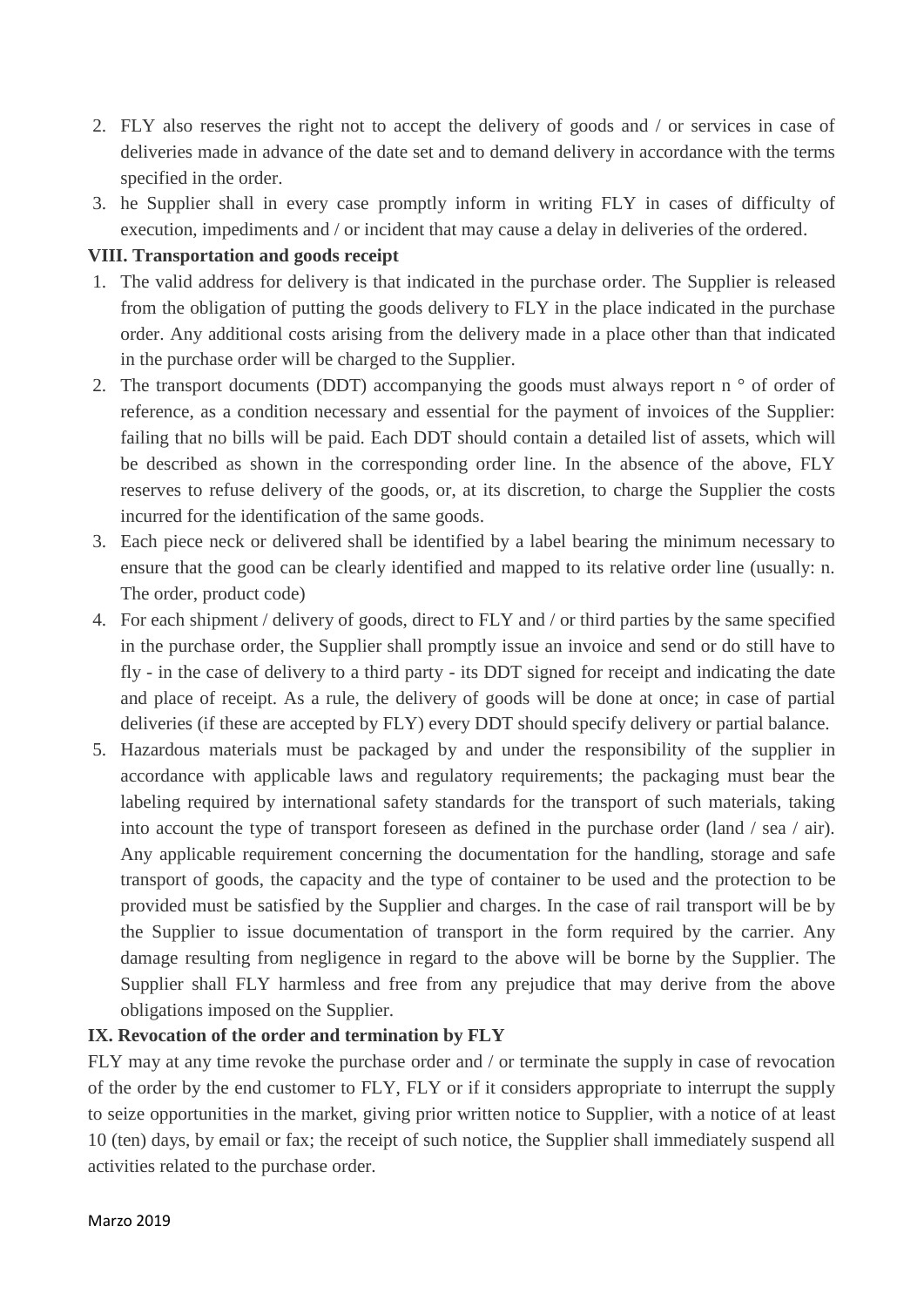2. FLY also reserves the right not to accept the delivery of goods and / or services in case of deliveries made in advance of the date set and to demand delivery in accordance with the terms specified in the order.
3. he Supplier shall in every case promptly inform in writing FLY in cases of difficulty of execution, impediments and / or incident that may cause a delay in deliveries of the ordered.

**VIII. Transportation and goods receipt**

1. The valid address for delivery is that indicated in the purchase order. The Supplier is released from the obligation of putting the goods delivery to FLY in the place indicated in the purchase order. Any additional costs arising from the delivery made in a place other than that indicated in the purchase order will be charged to the Supplier.
2. The transport documents (DDT) accompanying the goods must always report n ° of order of reference, as a condition necessary and essential for the payment of invoices of the Supplier: failing that no bills will be paid. Each DDT should contain a detailed list of assets, which will be described as shown in the corresponding order line. In the absence of the above, FLY reserves to refuse delivery of the goods, or, at its discretion, to charge the Supplier the costs incurred for the identification of the same goods.
3. Each piece neck or delivered shall be identified by a label bearing the minimum necessary to ensure that the good can be clearly identified and mapped to its relative order line (usually: n. The order, product code)
4. For each shipment / delivery of goods, direct to FLY and / or third parties by the same specified in the purchase order, the Supplier shall promptly issue an invoice and send or do still have to fly - in the case of delivery to a third party - its DDT signed for receipt and indicating the date and place of receipt. As a rule, the delivery of goods will be done at once; in case of partial deliveries (if these are accepted by FLY) every DDT should specify delivery or partial balance.
5. Hazardous materials must be packaged by and under the responsibility of the supplier in accordance with applicable laws and regulatory requirements; the packaging must bear the labeling required by international safety standards for the transport of such materials, taking into account the type of transport foreseen as defined in the purchase order (land / sea / air). Any applicable requirement concerning the documentation for the handling, storage and safe transport of goods, the capacity and the type of container to be used and the protection to be provided must be satisfied by the Supplier and charges. In the case of rail transport will be by the Supplier to issue documentation of transport in the form required by the carrier. Any damage resulting from negligence in regard to the above will be borne by the Supplier. The Supplier shall FLY harmless and free from any prejudice that may derive from the above obligations imposed on the Supplier.

**IX. Revocation of the order and termination by FLY**

FLY may at any time revoke the purchase order and / or terminate the supply in case of revocation of the order by the end customer to FLY, FLY or if it considers appropriate to interrupt the supply to seize opportunities in the market, giving prior written notice to Supplier, with a notice of at least 10 (ten) days, by email or fax; the receipt of such notice, the Supplier shall immediately suspend all activities related to the purchase order.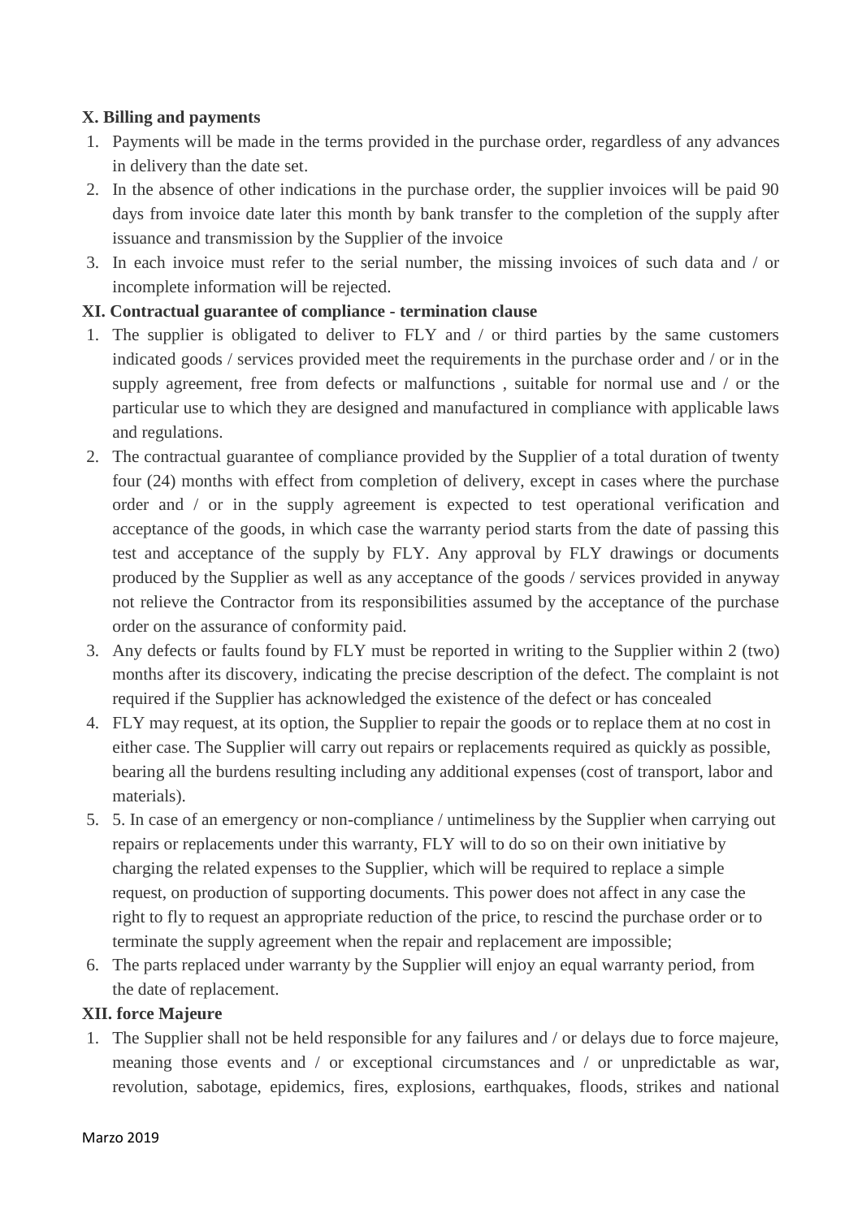### X. Billing and payments

1. Payments will be made in the terms provided in the purchase order, regardless of any advances in delivery than the date set.
2. In the absence of other indications in the purchase order, the supplier invoices will be paid 90 days from invoice date later this month by bank transfer to the completion of the supply after issuance and transmission by the Supplier of the invoice
3. In each invoice must refer to the serial number, the missing invoices of such data and / or incomplete information will be rejected.

### XI. Contractual guarantee of compliance - termination clause

1. The supplier is obligated to deliver to FLY and / or third parties by the same customers indicated goods / services provided meet the requirements in the purchase order and / or in the supply agreement, free from defects or malfunctions , suitable for normal use and / or the particular use to which they are designed and manufactured in compliance with applicable laws and regulations.
2. The contractual guarantee of compliance provided by the Supplier of a total duration of twenty four (24) months with effect from completion of delivery, except in cases where the purchase order and / or in the supply agreement is expected to test operational verification and acceptance of the goods, in which case the warranty period starts from the date of passing this test and acceptance of the supply by FLY. Any approval by FLY drawings or documents produced by the Supplier as well as any acceptance of the goods / services provided in anyway not relieve the Contractor from its responsibilities assumed by the acceptance of the purchase order on the assurance of conformity paid.
3. Any defects or faults found by FLY must be reported in writing to the Supplier within 2 (two) months after its discovery, indicating the precise description of the defect. The complaint is not required if the Supplier has acknowledged the existence of the defect or has concealed
4. FLY may request, at its option, the Supplier to repair the goods or to replace them at no cost in either case. The Supplier will carry out repairs or replacements required as quickly as possible, bearing all the burdens resulting including any additional expenses (cost of transport, labor and materials).
5. 5. In case of an emergency or non-compliance / untimeliness by the Supplier when carrying out repairs or replacements under this warranty, FLY will to do so on their own initiative by charging the related expenses to the Supplier, which will be required to replace a simple request, on production of supporting documents. This power does not affect in any case the right to fly to request an appropriate reduction of the price, to rescind the purchase order or to terminate the supply agreement when the repair and replacement are impossible;
6. The parts replaced under warranty by the Supplier will enjoy an equal warranty period, from the date of replacement.

### XII. force Majeure

1. The Supplier shall not be held responsible for any failures and / or delays due to force majeure, meaning those events and / or exceptional circumstances and / or unpredictable as war, revolution, sabotage, epidemics, fires, explosions, earthquakes, floods, strikes and national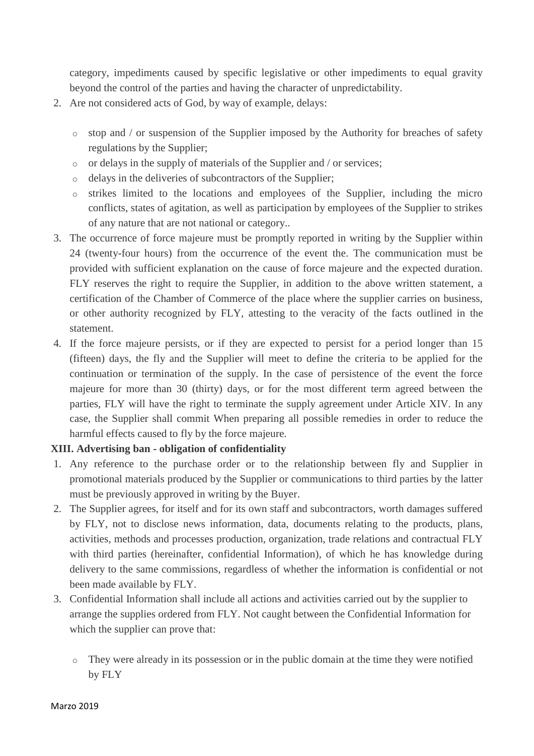category, impediments caused by specific legislative or other impediments to equal gravity beyond the control of the parties and having the character of unpredictability.

2. Are not considered acts of God, by way of example, delays:
    - stop and / or suspension of the Supplier imposed by the Authority for breaches of safety regulations by the Supplier;
    - or delays in the supply of materials of the Supplier and / or services;
    - delays in the deliveries of subcontractors of the Supplier;
    - strikes limited to the locations and employees of the Supplier, including the micro conflicts, states of agitation, as well as participation by employees of the Supplier to strikes of any nature that are not national or category..
3. The occurrence of force majeure must be promptly reported in writing by the Supplier within 24 (twenty-four hours) from the occurrence of the event the. The communication must be provided with sufficient explanation on the cause of force majeure and the expected duration. FLY reserves the right to require the Supplier, in addition to the above written statement, a certification of the Chamber of Commerce of the place where the supplier carries on business, or other authority recognized by FLY, attesting to the veracity of the facts outlined in the statement.
4. If the force majeure persists, or if they are expected to persist for a period longer than 15 (fifteen) days, the fly and the Supplier will meet to define the criteria to be applied for the continuation or termination of the supply. In the case of persistence of the event the force majeure for more than 30 (thirty) days, or for the most different term agreed between the parties, FLY will have the right to terminate the supply agreement under Article XIV. In any case, the Supplier shall commit When preparing all possible remedies in order to reduce the harmful effects caused to fly by the force majeure.

**XIII. Advertising ban - obligation of confidentiality**

1. Any reference to the purchase order or to the relationship between fly and Supplier in promotional materials produced by the Supplier or communications to third parties by the latter must be previously approved in writing by the Buyer.
2. The Supplier agrees, for itself and for its own staff and subcontractors, worth damages suffered by FLY, not to disclose news information, data, documents relating to the products, plans, activities, methods and processes production, organization, trade relations and contractual FLY with third parties (hereinafter, confidential Information), of which he has knowledge during delivery to the same commissions, regardless of whether the information is confidential or not been made available by FLY.
3. Confidential Information shall include all actions and activities carried out by the supplier to arrange the supplies ordered from FLY. Not caught between the Confidential Information for which the supplier can prove that:
    - They were already in its possession or in the public domain at the time they were notified by FLY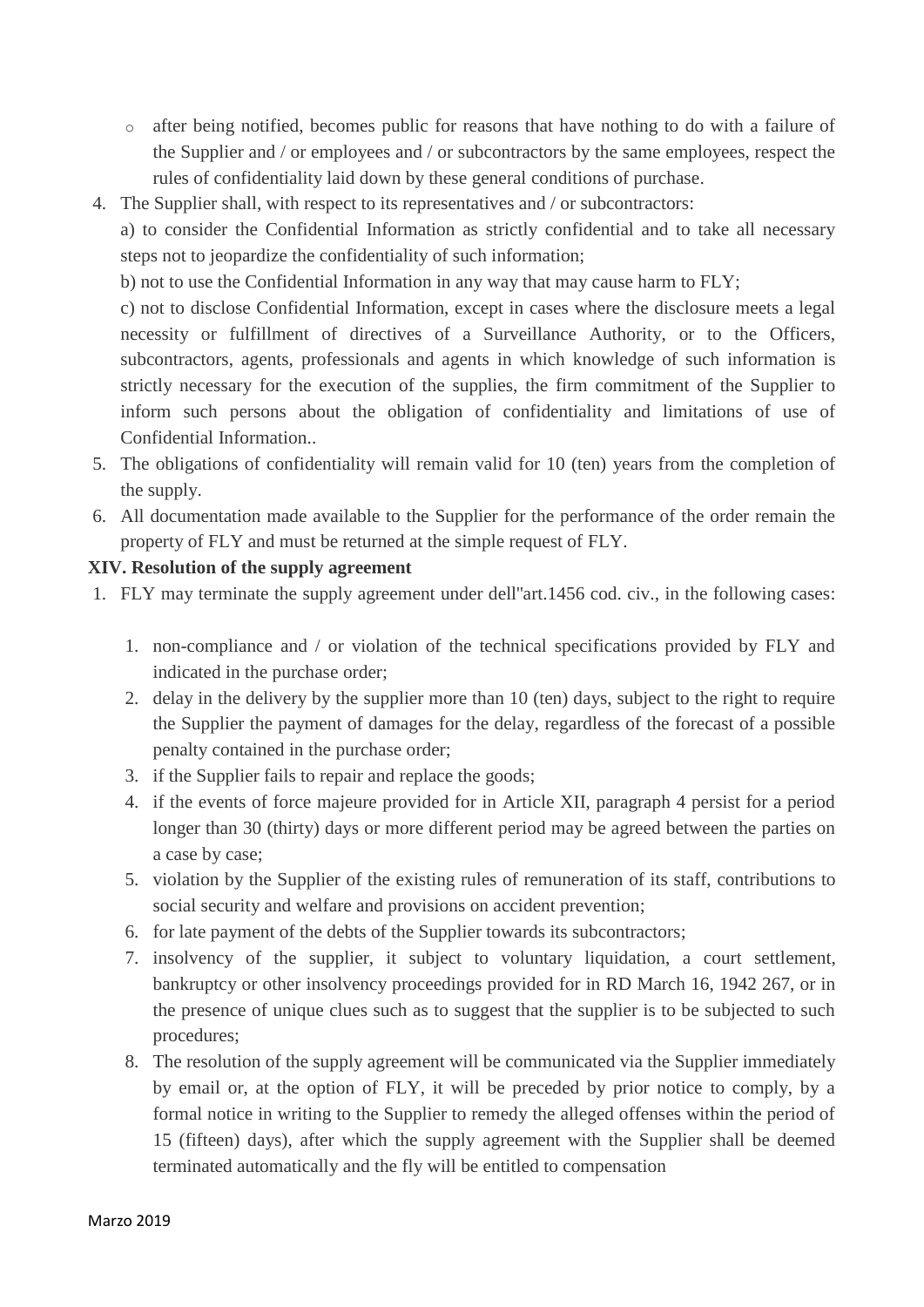- after being notified, becomes public for reasons that have nothing to do with a failure of the Supplier and / or employees and / or subcontractors by the same employees, respect the rules of confidentiality laid down by these general conditions of purchase.

4. The Supplier shall, with respect to its representatives and / or subcontractors:

   a) to consider the Confidential Information as strictly confidential and to take all necessary steps not to jeopardize the confidentiality of such information;

   b) not to use the Confidential Information in any way that may cause harm to FLY;

   c) not to disclose Confidential Information, except in cases where the disclosure meets a legal necessity or fulfillment of directives of a Surveillance Authority, or to the Officers, subcontractors, agents, professionals and agents in which knowledge of such information is strictly necessary for the execution of the supplies, the firm commitment of the Supplier to inform such persons about the obligation of confidentiality and limitations of use of Confidential Information..

5. The obligations of confidentiality will remain valid for 10 (ten) years from the completion of the supply.
6. All documentation made available to the Supplier for the performance of the order remain the property of FLY and must be returned at the simple request of FLY.

**XIV. Resolution of the supply agreement**

1. FLY may terminate the supply agreement under dell''art.1456 cod. civ., in the following cases:

   1. non-compliance and / or violation of the technical specifications provided by FLY and indicated in the purchase order;
   2. delay in the delivery by the supplier more than 10 (ten) days, subject to the right to require the Supplier the payment of damages for the delay, regardless of the forecast of a possible penalty contained in the purchase order;
   3. if the Supplier fails to repair and replace the goods;
   4. if the events of force majeure provided for in Article XII, paragraph 4 persist for a period longer than 30 (thirty) days or more different period may be agreed between the parties on a case by case;
   5. violation by the Supplier of the existing rules of remuneration of its staff, contributions to social security and welfare and provisions on accident prevention;
   6. for late payment of the debts of the Supplier towards its subcontractors;
   7. insolvency of the supplier, it subject to voluntary liquidation, a court settlement, bankruptcy or other insolvency proceedings provided for in RD March 16, 1942 267, or in the presence of unique clues such as to suggest that the supplier is to be subjected to such procedures;
   8. The resolution of the supply agreement will be communicated via the Supplier immediately by email or, at the option of FLY, it will be preceded by prior notice to comply, by a formal notice in writing to the Supplier to remedy the alleged offenses within the period of 15 (fifteen) days), after which the supply agreement with the Supplier shall be deemed terminated automatically and the fly will be entitled to compensation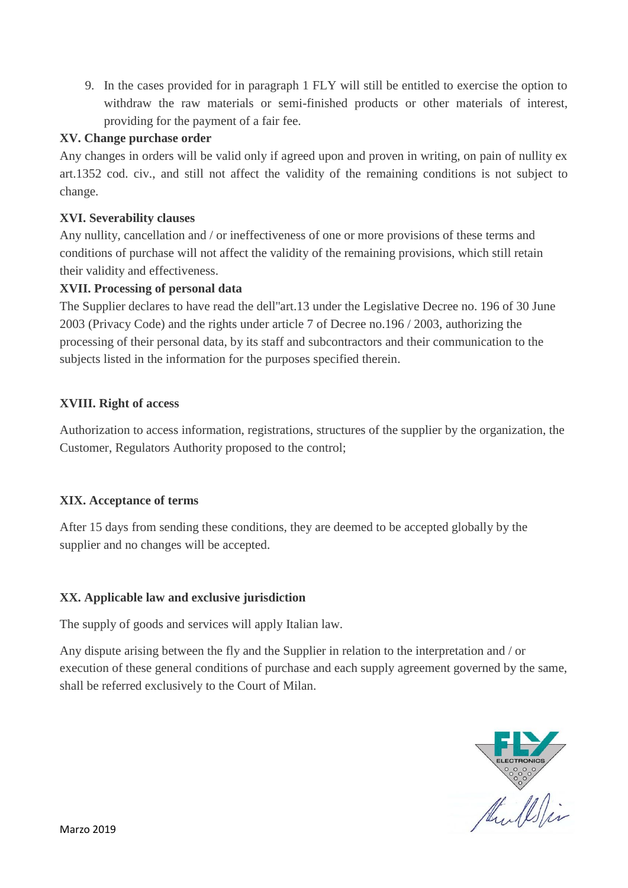9. In the cases provided for in paragraph 1 FLY will still be entitled to exercise the option to withdraw the raw materials or semi-finished products or other materials of interest, providing for the payment of a fair fee.

**XV. Change purchase order**

Any changes in orders will be valid only if agreed upon and proven in writing, on pain of nullity ex art.1352 cod. civ., and still not affect the validity of the remaining conditions is not subject to change.

**XVI. Severability clauses**

Any nullity, cancellation and / or ineffectiveness of one or more provisions of these terms and conditions of purchase will not affect the validity of the remaining provisions, which still retain their validity and effectiveness.

**XVII. Processing of personal data**

The Supplier declares to have read the dell"art.13 under the Legislative Decree no. 196 of 30 June 2003 (Privacy Code) and the rights under article 7 of Decree no.196 / 2003, authorizing the processing of their personal data, by its staff and subcontractors and their communication to the subjects listed in the information for the purposes specified therein.

**XVIII. Right of access**

Authorization to access information, registrations, structures of the supplier by the organization, the Customer, Regulators Authority proposed to the control;

**XIX. Acceptance of terms**

After 15 days from sending these conditions, they are deemed to be accepted globally by the supplier and no changes will be accepted.

**XX. Applicable law and exclusive jurisdiction**

The supply of goods and services will apply Italian law.

Any dispute arising between the fly and the Supplier in relation to the interpretation and / or execution of these general conditions of purchase and each supply agreement governed by the same, shall be referred exclusively to the Court of Milan.

FLY ELECTRONICS

Marzo 2019